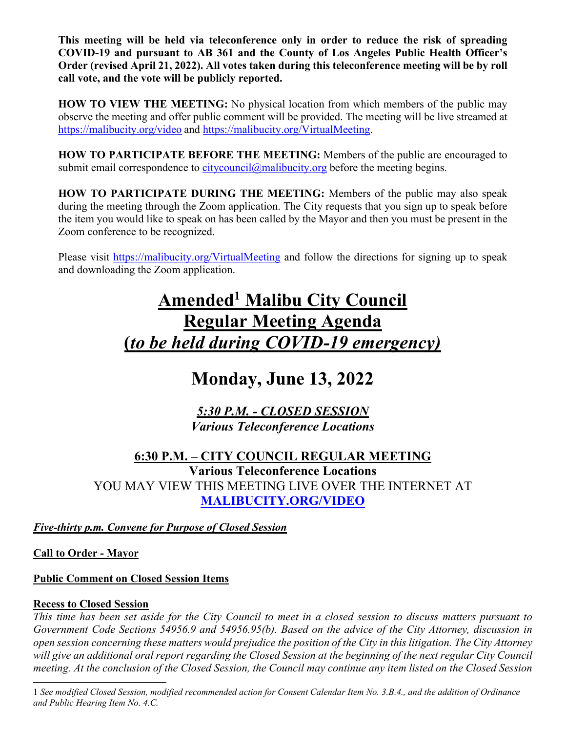**This meeting will be held via teleconference only in order to reduce the risk of spreading COVID-19 and pursuant to AB 361 and the County of Los Angeles Public Health Officer's Order (revised April 21, 2022). All votes taken during this teleconference meeting will be by roll call vote, and the vote will be publicly reported.**

**HOW TO VIEW THE MEETING:** No physical location from which members of the public may observe the meeting and offer public comment will be provided. The meeting will be live streamed at https://malibucity.org/video and https://malibucity.org/VirtualMeeting.

**HOW TO PARTICIPATE BEFORE THE MEETING:** Members of the public are encouraged to submit email correspondence to citycouncil@malibucity.org before the meeting begins.

**HOW TO PARTICIPATE DURING THE MEETING:** Members of the public may also speak during the meeting through the Zoom application. The City requests that you sign up to speak before the item you would like to speak on has been called by the Mayor and then you must be present in the Zoom conference to be recognized.

Please visit https://malibucity.org/VirtualMeeting and follow the directions for signing up to speak and downloading the Zoom application.

# Amended[1] Malibu City Council Regular Meeting Agenda (*to be held during COVID-19 emergency)*

## Monday, June 13, 2022

***5:30 P.M. - CLOSED SESSION***
***Various Teleconference Locations***

**6:30 P.M. – CITY COUNCIL REGULAR MEETING**
**Various Teleconference Locations**
YOU MAY VIEW THIS MEETING LIVE OVER THE INTERNET AT **MALIBUCITY.ORG/VIDEO**

***Five-thirty p.m. Convene for Purpose of Closed Session***

**Call to Order - Mayor**

**Public Comment on Closed Session Items**

**Recess to Closed Session**

*This time has been set aside for the City Council to meet in a closed session to discuss matters pursuant to Government Code Sections 54956.9 and 54956.95(b). Based on the advice of the City Attorney, discussion in open session concerning these matters would prejudice the position of the City in this litigation. The City Attorney will give an additional oral report regarding the Closed Session at the beginning of the next regular City Council meeting. At the conclusion of the Closed Session, the Council may continue any item listed on the Closed Session*

---

1 *See modified Closed Session, modified recommended action for Consent Calendar Item No. 3.B.4., and the addition of Ordinance and Public Hearing Item No. 4.C.*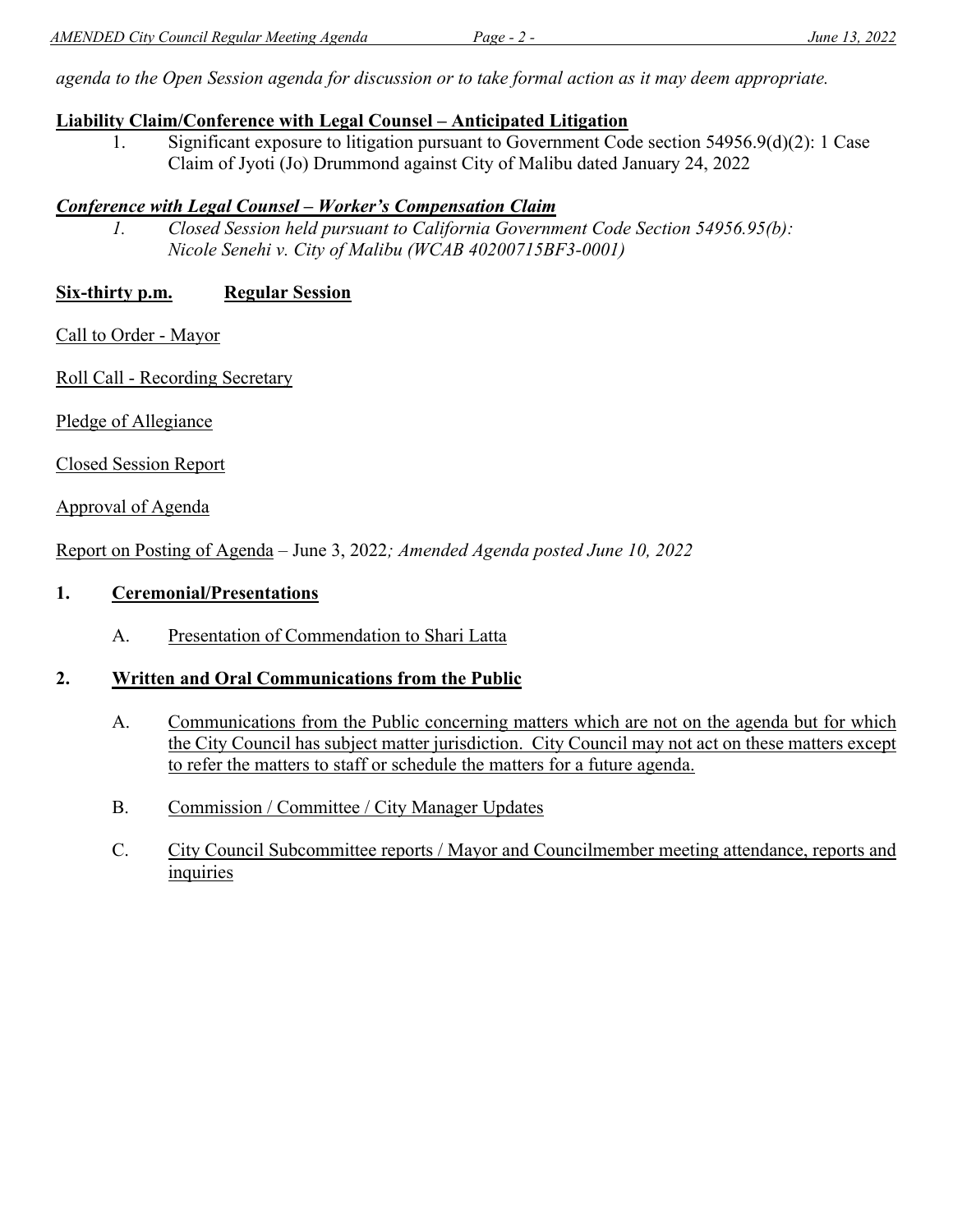*agenda to the Open Session agenda for discussion or to take formal action as it may deem appropriate.*

**Liability Claim/Conference with Legal Counsel – Anticipated Litigation**

1. Significant exposure to litigation pursuant to Government Code section 54956.9(d)(2): 1 Case Claim of Jyoti (Jo) Drummond against City of Malibu dated January 24, 2022

***Conference with Legal Counsel – Worker's Compensation Claim***

*1. Closed Session held pursuant to California Government Code Section 54956.95(b): Nicole Senehi v. City of Malibu (WCAB 40200715BF3-0001)*

**Six-thirty p.m.** **Regular Session**

Call to Order - Mayor

Roll Call - Recording Secretary

Pledge of Allegiance

Closed Session Report

Approval of Agenda

Report on Posting of Agenda – June 3, 2022*; Amended Agenda posted June 10, 2022*

## 1. Ceremonial/Presentations

A. Presentation of Commendation to Shari Latta

## 2. Written and Oral Communications from the Public

A. Communications from the Public concerning matters which are not on the agenda but for which the City Council has subject matter jurisdiction. City Council may not act on these matters except to refer the matters to staff or schedule the matters for a future agenda.

B. Commission / Committee / City Manager Updates

C. City Council Subcommittee reports / Mayor and Councilmember meeting attendance, reports and inquiries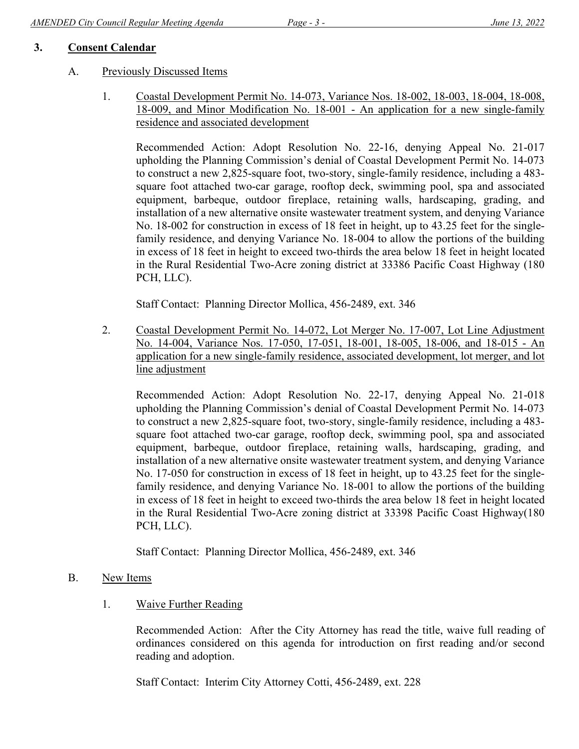## 3. Consent Calendar

### A. Previously Discussed Items

1. Coastal Development Permit No. 14-073, Variance Nos. 18-002, 18-003, 18-004, 18-008, 18-009, and Minor Modification No. 18-001 - An application for a new single-family residence and associated development

   Recommended Action: Adopt Resolution No. 22-16, denying Appeal No. 21-017 upholding the Planning Commission's denial of Coastal Development Permit No. 14-073 to construct a new 2,825-square foot, two-story, single-family residence, including a 483-square foot attached two-car garage, rooftop deck, swimming pool, spa and associated equipment, barbeque, outdoor fireplace, retaining walls, hardscaping, grading, and installation of a new alternative onsite wastewater treatment system, and denying Variance No. 18-002 for construction in excess of 18 feet in height, up to 43.25 feet for the single-family residence, and denying Variance No. 18-004 to allow the portions of the building in excess of 18 feet in height to exceed two-thirds the area below 18 feet in height located in the Rural Residential Two-Acre zoning district at 33386 Pacific Coast Highway (180 PCH, LLC).

   Staff Contact: Planning Director Mollica, 456-2489, ext. 346

2. Coastal Development Permit No. 14-072, Lot Merger No. 17-007, Lot Line Adjustment No. 14-004, Variance Nos. 17-050, 17-051, 18-001, 18-005, 18-006, and 18-015 - An application for a new single-family residence, associated development, lot merger, and lot line adjustment

   Recommended Action: Adopt Resolution No. 22-17, denying Appeal No. 21-018 upholding the Planning Commission's denial of Coastal Development Permit No. 14-073 to construct a new 2,825-square foot, two-story, single-family residence, including a 483-square foot attached two-car garage, rooftop deck, swimming pool, spa and associated equipment, barbeque, outdoor fireplace, retaining walls, hardscaping, grading, and installation of a new alternative onsite wastewater treatment system, and denying Variance No. 17-050 for construction in excess of 18 feet in height, up to 43.25 feet for the single-family residence, and denying Variance No. 18-001 to allow the portions of the building in excess of 18 feet in height to exceed two-thirds the area below 18 feet in height located in the Rural Residential Two-Acre zoning district at 33398 Pacific Coast Highway(180 PCH, LLC).

   Staff Contact: Planning Director Mollica, 456-2489, ext. 346

### B. New Items

1. Waive Further Reading

   Recommended Action: After the City Attorney has read the title, waive full reading of ordinances considered on this agenda for introduction on first reading and/or second reading and adoption.

   Staff Contact: Interim City Attorney Cotti, 456-2489, ext. 228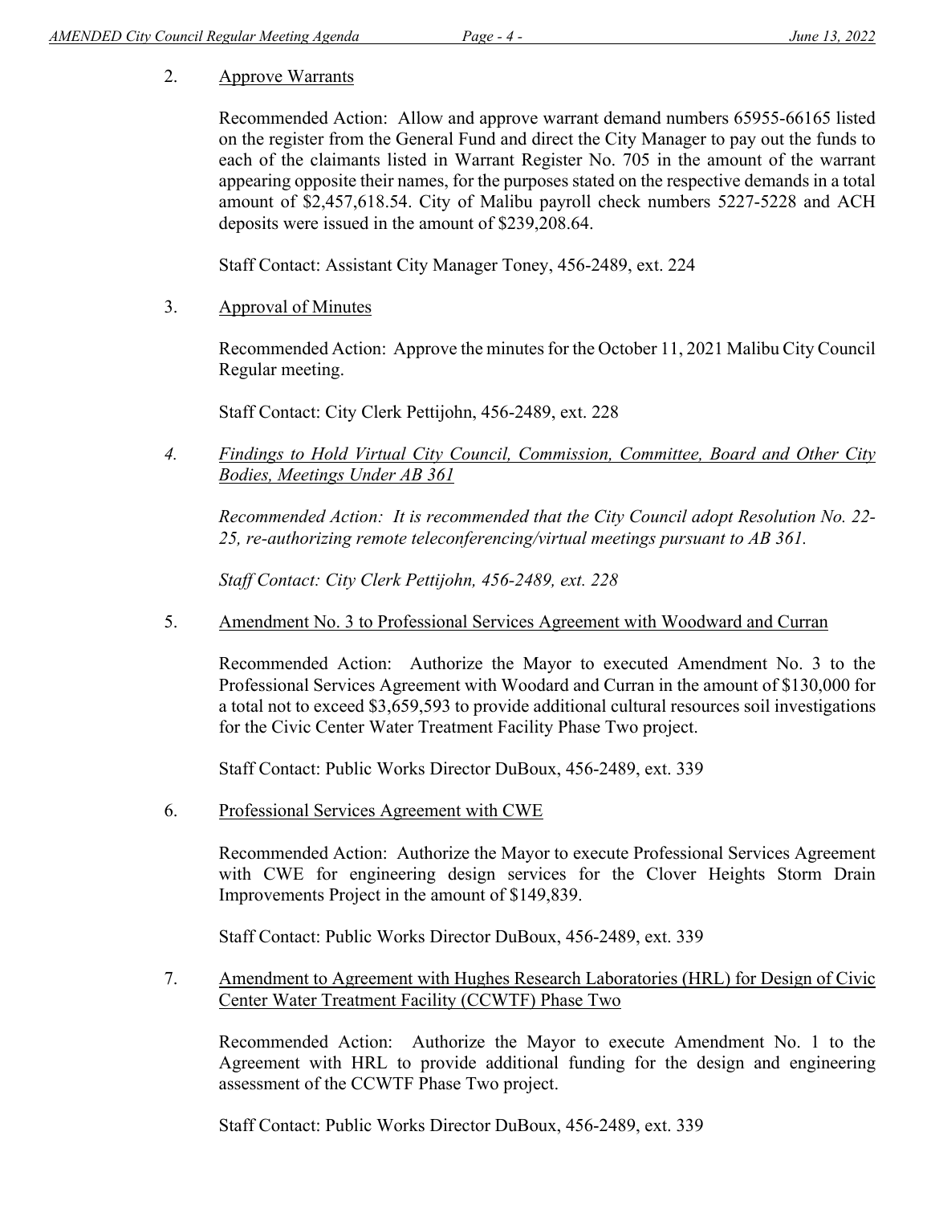2. <u>Approve Warrants</u>

   Recommended Action: Allow and approve warrant demand numbers 65955-66165 listed on the register from the General Fund and direct the City Manager to pay out the funds to each of the claimants listed in Warrant Register No. 705 in the amount of the warrant appearing opposite their names, for the purposes stated on the respective demands in a total amount of $2,457,618.54. City of Malibu payroll check numbers 5227-5228 and ACH deposits were issued in the amount of $239,208.64.

   Staff Contact: Assistant City Manager Toney, 456-2489, ext. 224

3. <u>Approval of Minutes</u>

   Recommended Action: Approve the minutes for the October 11, 2021 Malibu City Council Regular meeting.

   Staff Contact: City Clerk Pettijohn, 456-2489, ext. 228

4. *<u>Findings to Hold Virtual City Council, Commission, Committee, Board and Other City Bodies, Meetings Under AB 361</u>*

   *Recommended Action: It is recommended that the City Council adopt Resolution No. 22-25, re-authorizing remote teleconferencing/virtual meetings pursuant to AB 361.*

   *Staff Contact: City Clerk Pettijohn, 456-2489, ext. 228*

5. <u>Amendment No. 3 to Professional Services Agreement with Woodward and Curran</u>

   Recommended Action: Authorize the Mayor to executed Amendment No. 3 to the Professional Services Agreement with Woodard and Curran in the amount of $130,000 for a total not to exceed $3,659,593 to provide additional cultural resources soil investigations for the Civic Center Water Treatment Facility Phase Two project.

   Staff Contact: Public Works Director DuBoux, 456-2489, ext. 339

6. <u>Professional Services Agreement with CWE</u>

   Recommended Action: Authorize the Mayor to execute Professional Services Agreement with CWE for engineering design services for the Clover Heights Storm Drain Improvements Project in the amount of $149,839.

   Staff Contact: Public Works Director DuBoux, 456-2489, ext. 339

7. <u>Amendment to Agreement with Hughes Research Laboratories (HRL) for Design of Civic Center Water Treatment Facility (CCWTF) Phase Two</u>

   Recommended Action: Authorize the Mayor to execute Amendment No. 1 to the Agreement with HRL to provide additional funding for the design and engineering assessment of the CCWTF Phase Two project.

   Staff Contact: Public Works Director DuBoux, 456-2489, ext. 339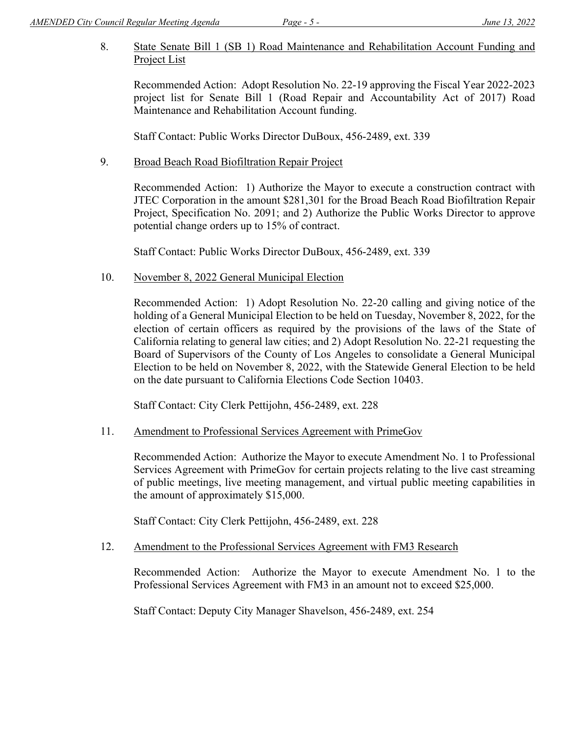8. State Senate Bill 1 (SB 1) Road Maintenance and Rehabilitation Account Funding and Project List

   Recommended Action: Adopt Resolution No. 22-19 approving the Fiscal Year 2022-2023 project list for Senate Bill 1 (Road Repair and Accountability Act of 2017) Road Maintenance and Rehabilitation Account funding.

   Staff Contact: Public Works Director DuBoux, 456-2489, ext. 339

9. Broad Beach Road Biofiltration Repair Project

   Recommended Action: 1) Authorize the Mayor to execute a construction contract with JTEC Corporation in the amount $281,301 for the Broad Beach Road Biofiltration Repair Project, Specification No. 2091; and 2) Authorize the Public Works Director to approve potential change orders up to 15% of contract.

   Staff Contact: Public Works Director DuBoux, 456-2489, ext. 339

10. November 8, 2022 General Municipal Election

    Recommended Action: 1) Adopt Resolution No. 22-20 calling and giving notice of the holding of a General Municipal Election to be held on Tuesday, November 8, 2022, for the election of certain officers as required by the provisions of the laws of the State of California relating to general law cities; and 2) Adopt Resolution No. 22-21 requesting the Board of Supervisors of the County of Los Angeles to consolidate a General Municipal Election to be held on November 8, 2022, with the Statewide General Election to be held on the date pursuant to California Elections Code Section 10403.

    Staff Contact: City Clerk Pettijohn, 456-2489, ext. 228

11. Amendment to Professional Services Agreement with PrimeGov

    Recommended Action: Authorize the Mayor to execute Amendment No. 1 to Professional Services Agreement with PrimeGov for certain projects relating to the live cast streaming of public meetings, live meeting management, and virtual public meeting capabilities in the amount of approximately $15,000.

    Staff Contact: City Clerk Pettijohn, 456-2489, ext. 228

12. Amendment to the Professional Services Agreement with FM3 Research

    Recommended Action: Authorize the Mayor to execute Amendment No. 1 to the Professional Services Agreement with FM3 in an amount not to exceed $25,000.

    Staff Contact: Deputy City Manager Shavelson, 456-2489, ext. 254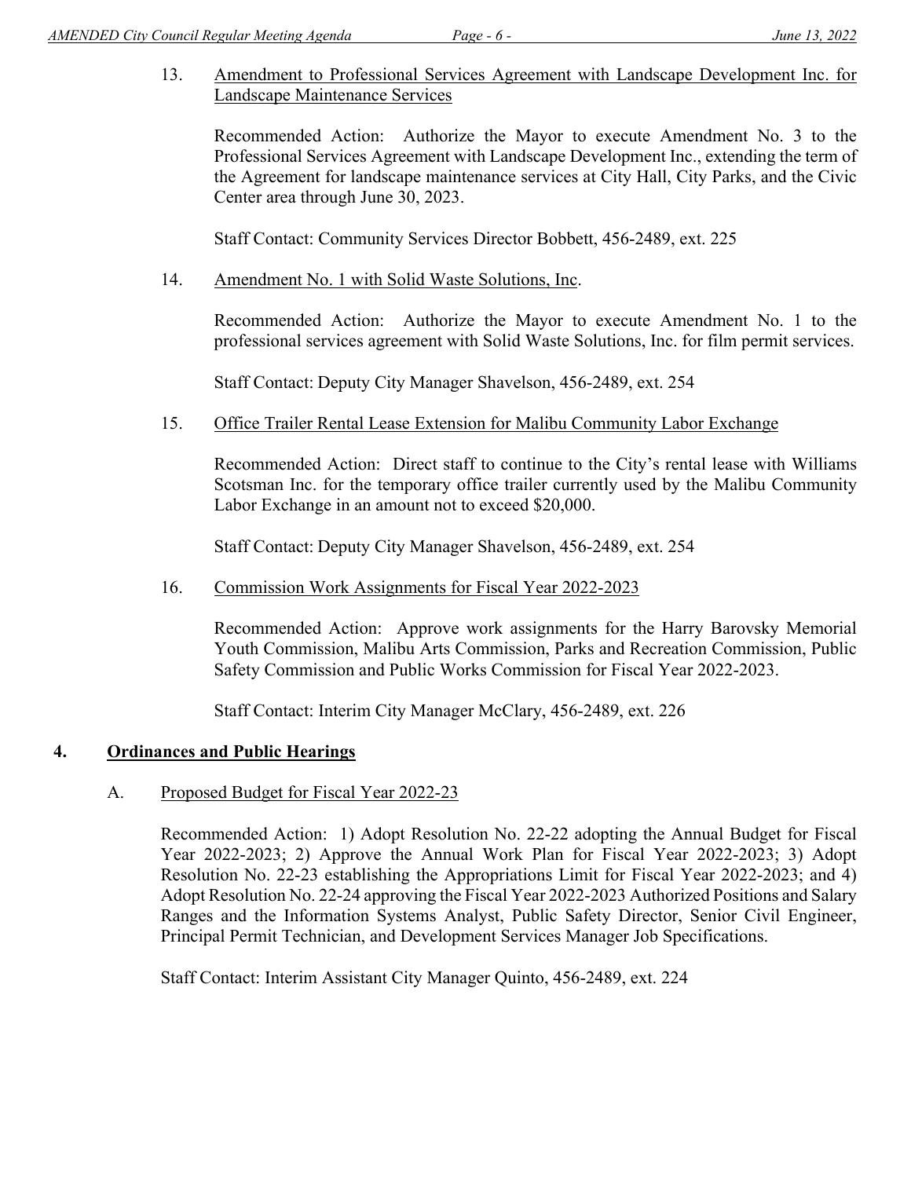13. Amendment to Professional Services Agreement with Landscape Development Inc. for Landscape Maintenance Services

    Recommended Action: Authorize the Mayor to execute Amendment No. 3 to the Professional Services Agreement with Landscape Development Inc., extending the term of the Agreement for landscape maintenance services at City Hall, City Parks, and the Civic Center area through June 30, 2023.

    Staff Contact: Community Services Director Bobbett, 456-2489, ext. 225

14. Amendment No. 1 with Solid Waste Solutions, Inc.

    Recommended Action: Authorize the Mayor to execute Amendment No. 1 to the professional services agreement with Solid Waste Solutions, Inc. for film permit services.

    Staff Contact: Deputy City Manager Shavelson, 456-2489, ext. 254

15. Office Trailer Rental Lease Extension for Malibu Community Labor Exchange

    Recommended Action: Direct staff to continue to the City's rental lease with Williams Scotsman Inc. for the temporary office trailer currently used by the Malibu Community Labor Exchange in an amount not to exceed $20,000.

    Staff Contact: Deputy City Manager Shavelson, 456-2489, ext. 254

16. Commission Work Assignments for Fiscal Year 2022-2023

    Recommended Action: Approve work assignments for the Harry Barovsky Memorial Youth Commission, Malibu Arts Commission, Parks and Recreation Commission, Public Safety Commission and Public Works Commission for Fiscal Year 2022-2023.

    Staff Contact: Interim City Manager McClary, 456-2489, ext. 226

## 4. Ordinances and Public Hearings

A. Proposed Budget for Fiscal Year 2022-23

   Recommended Action: 1) Adopt Resolution No. 22-22 adopting the Annual Budget for Fiscal Year 2022-2023; 2) Approve the Annual Work Plan for Fiscal Year 2022-2023; 3) Adopt Resolution No. 22-23 establishing the Appropriations Limit for Fiscal Year 2022-2023; and 4) Adopt Resolution No. 22-24 approving the Fiscal Year 2022-2023 Authorized Positions and Salary Ranges and the Information Systems Analyst, Public Safety Director, Senior Civil Engineer, Principal Permit Technician, and Development Services Manager Job Specifications.

   Staff Contact: Interim Assistant City Manager Quinto, 456-2489, ext. 224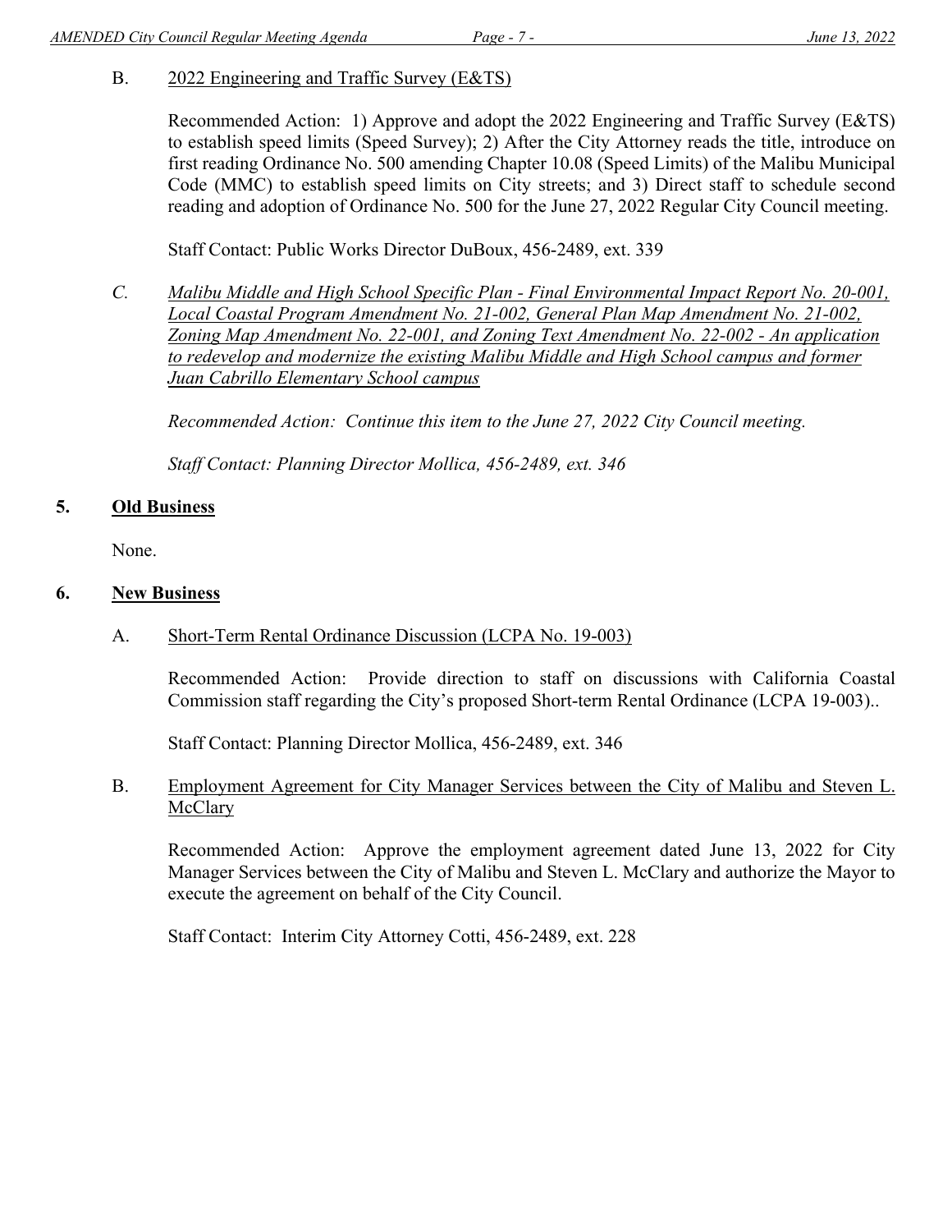B. 2022 Engineering and Traffic Survey (E&TS)

Recommended Action: 1) Approve and adopt the 2022 Engineering and Traffic Survey (E&TS) to establish speed limits (Speed Survey); 2) After the City Attorney reads the title, introduce on first reading Ordinance No. 500 amending Chapter 10.08 (Speed Limits) of the Malibu Municipal Code (MMC) to establish speed limits on City streets; and 3) Direct staff to schedule second reading and adoption of Ordinance No. 500 for the June 27, 2022 Regular City Council meeting.

Staff Contact: Public Works Director DuBoux, 456-2489, ext. 339

*C. Malibu Middle and High School Specific Plan - Final Environmental Impact Report No. 20-001, Local Coastal Program Amendment No. 21-002, General Plan Map Amendment No. 21-002, Zoning Map Amendment No. 22-001, and Zoning Text Amendment No. 22-002 - An application to redevelop and modernize the existing Malibu Middle and High School campus and former Juan Cabrillo Elementary School campus*

*Recommended Action: Continue this item to the June 27, 2022 City Council meeting.*

*Staff Contact: Planning Director Mollica, 456-2489, ext. 346*

## 5. Old Business

None.

## 6. New Business

A. Short-Term Rental Ordinance Discussion (LCPA No. 19-003)

Recommended Action: Provide direction to staff on discussions with California Coastal Commission staff regarding the City's proposed Short-term Rental Ordinance (LCPA 19-003)..

Staff Contact: Planning Director Mollica, 456-2489, ext. 346

B. Employment Agreement for City Manager Services between the City of Malibu and Steven L. McClary

Recommended Action: Approve the employment agreement dated June 13, 2022 for City Manager Services between the City of Malibu and Steven L. McClary and authorize the Mayor to execute the agreement on behalf of the City Council.

Staff Contact: Interim City Attorney Cotti, 456-2489, ext. 228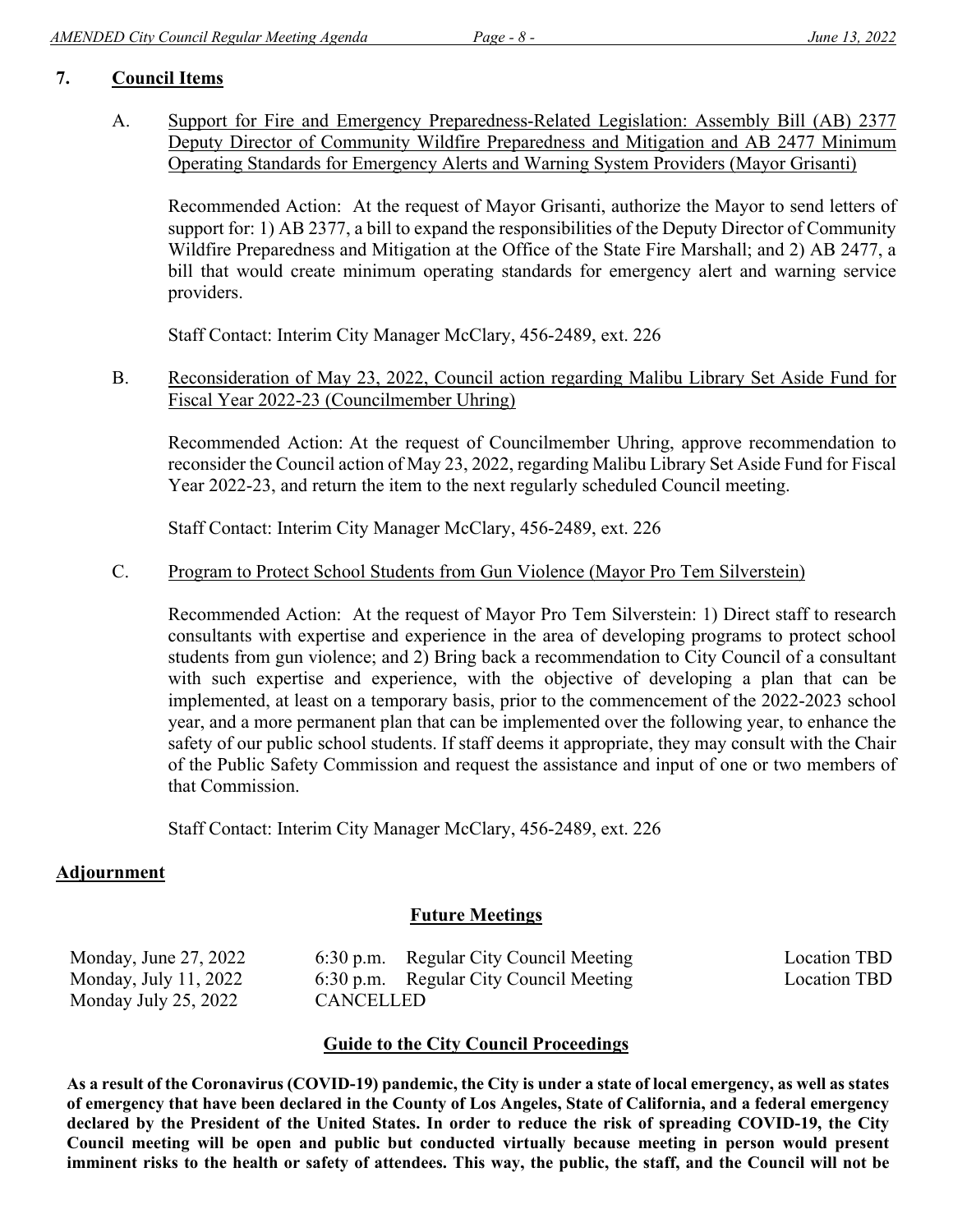## 7. Council Items

A. Support for Fire and Emergency Preparedness-Related Legislation: Assembly Bill (AB) 2377 Deputy Director of Community Wildfire Preparedness and Mitigation and AB 2477 Minimum Operating Standards for Emergency Alerts and Warning System Providers (Mayor Grisanti)

Recommended Action: At the request of Mayor Grisanti, authorize the Mayor to send letters of support for: 1) AB 2377, a bill to expand the responsibilities of the Deputy Director of Community Wildfire Preparedness and Mitigation at the Office of the State Fire Marshall; and 2) AB 2477, a bill that would create minimum operating standards for emergency alert and warning service providers.

Staff Contact: Interim City Manager McClary, 456-2489, ext. 226

B. Reconsideration of May 23, 2022, Council action regarding Malibu Library Set Aside Fund for Fiscal Year 2022-23 (Councilmember Uhring)

Recommended Action: At the request of Councilmember Uhring, approve recommendation to reconsider the Council action of May 23, 2022, regarding Malibu Library Set Aside Fund for Fiscal Year 2022-23, and return the item to the next regularly scheduled Council meeting.

Staff Contact: Interim City Manager McClary, 456-2489, ext. 226

C. Program to Protect School Students from Gun Violence (Mayor Pro Tem Silverstein)

Recommended Action: At the request of Mayor Pro Tem Silverstein: 1) Direct staff to research consultants with expertise and experience in the area of developing programs to protect school students from gun violence; and 2) Bring back a recommendation to City Council of a consultant with such expertise and experience, with the objective of developing a plan that can be implemented, at least on a temporary basis, prior to the commencement of the 2022-2023 school year, and a more permanent plan that can be implemented over the following year, to enhance the safety of our public school students. If staff deems it appropriate, they may consult with the Chair of the Public Safety Commission and request the assistance and input of one or two members of that Commission.

Staff Contact: Interim City Manager McClary, 456-2489, ext. 226

## Adjournment

### Future Meetings

| | | | |
|---|---|---|---|
| Monday, June 27, 2022 | 6:30 p.m. | Regular City Council Meeting | Location TBD |
| Monday, July 11, 2022 | 6:30 p.m. | Regular City Council Meeting | Location TBD |
| Monday July 25, 2022 | CANCELLED | | |

### Guide to the City Council Proceedings

**As a result of the Coronavirus (COVID-19) pandemic, the City is under a state of local emergency, as well as states of emergency that have been declared in the County of Los Angeles, State of California, and a federal emergency declared by the President of the United States. In order to reduce the risk of spreading COVID-19, the City Council meeting will be open and public but conducted virtually because meeting in person would present imminent risks to the health or safety of attendees. This way, the public, the staff, and the Council will not be**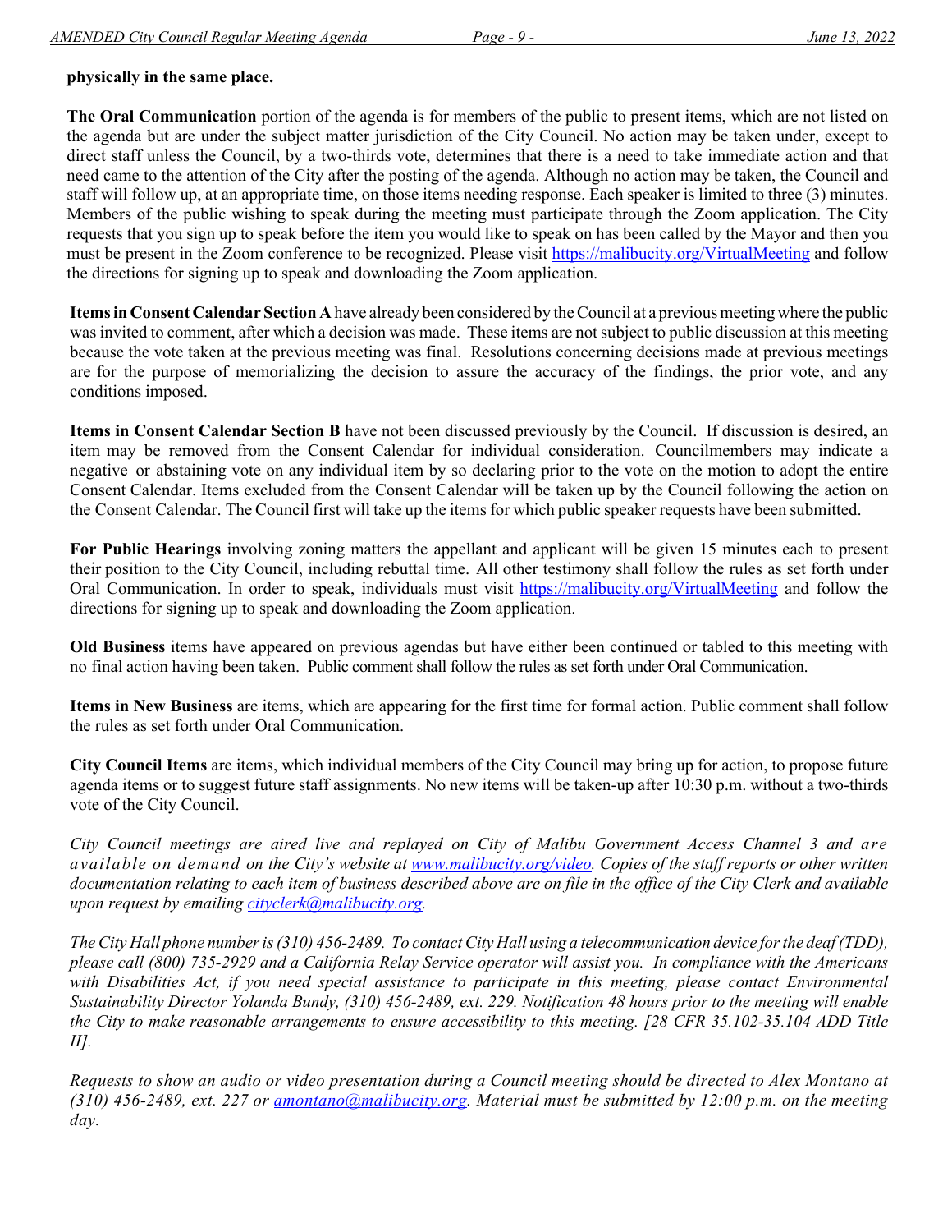**physically in the same place.**

**The Oral Communication** portion of the agenda is for members of the public to present items, which are not listed on the agenda but are under the subject matter jurisdiction of the City Council. No action may be taken under, except to direct staff unless the Council, by a two-thirds vote, determines that there is a need to take immediate action and that need came to the attention of the City after the posting of the agenda. Although no action may be taken, the Council and staff will follow up, at an appropriate time, on those items needing response. Each speaker is limited to three (3) minutes. Members of the public wishing to speak during the meeting must participate through the Zoom application. The City requests that you sign up to speak before the item you would like to speak on has been called by the Mayor and then you must be present in the Zoom conference to be recognized. Please visit https://malibucity.org/VirtualMeeting and follow the directions for signing up to speak and downloading the Zoom application.

**Items in Consent Calendar Section A** have already been considered by the Council at a previous meeting where the public was invited to comment, after which a decision was made. These items are not subject to public discussion at this meeting because the vote taken at the previous meeting was final. Resolutions concerning decisions made at previous meetings are for the purpose of memorializing the decision to assure the accuracy of the findings, the prior vote, and any conditions imposed.

**Items in Consent Calendar Section B** have not been discussed previously by the Council. If discussion is desired, an item may be removed from the Consent Calendar for individual consideration. Councilmembers may indicate a negative or abstaining vote on any individual item by so declaring prior to the vote on the motion to adopt the entire Consent Calendar. Items excluded from the Consent Calendar will be taken up by the Council following the action on the Consent Calendar. The Council first will take up the items for which public speaker requests have been submitted.

**For Public Hearings** involving zoning matters the appellant and applicant will be given 15 minutes each to present their position to the City Council, including rebuttal time. All other testimony shall follow the rules as set forth under Oral Communication. In order to speak, individuals must visit https://malibucity.org/VirtualMeeting and follow the directions for signing up to speak and downloading the Zoom application.

**Old Business** items have appeared on previous agendas but have either been continued or tabled to this meeting with no final action having been taken. Public comment shall follow the rules as set forth under Oral Communication.

**Items in New Business** are items, which are appearing for the first time for formal action. Public comment shall follow the rules as set forth under Oral Communication.

**City Council Items** are items, which individual members of the City Council may bring up for action, to propose future agenda items or to suggest future staff assignments. No new items will be taken-up after 10:30 p.m. without a two-thirds vote of the City Council.

*City Council meetings are aired live and replayed on City of Malibu Government Access Channel 3 and are available on demand on the City's website at www.malibucity.org/video. Copies of the staff reports or other written documentation relating to each item of business described above are on file in the office of the City Clerk and available upon request by emailing cityclerk@malibucity.org.*

*The City Hall phone number is (310) 456-2489. To contact City Hall using a telecommunication device for the deaf (TDD), please call (800) 735-2929 and a California Relay Service operator will assist you. In compliance with the Americans with Disabilities Act, if you need special assistance to participate in this meeting, please contact Environmental Sustainability Director Yolanda Bundy, (310) 456-2489, ext. 229. Notification 48 hours prior to the meeting will enable the City to make reasonable arrangements to ensure accessibility to this meeting. [28 CFR 35.102-35.104 ADD Title II].*

*Requests to show an audio or video presentation during a Council meeting should be directed to Alex Montano at (310) 456-2489, ext. 227 or amontano@malibucity.org. Material must be submitted by 12:00 p.m. on the meeting day.*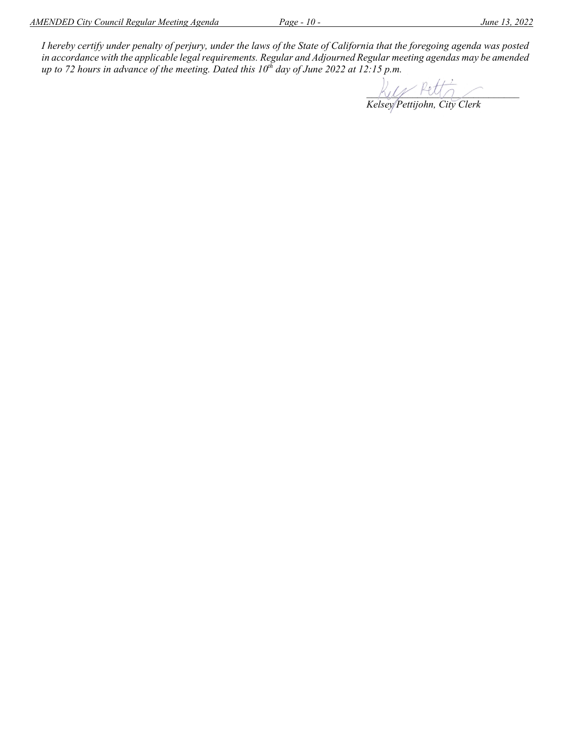*I hereby certify under penalty of perjury, under the laws of the State of California that the foregoing agenda was posted in accordance with the applicable legal requirements. Regular and Adjourned Regular meeting agendas may be amended up to 72 hours in advance of the meeting. Dated this 10th day of June 2022 at 12:15 p.m.*

_______________________________

*Kelsey Pettijohn, City Clerk*